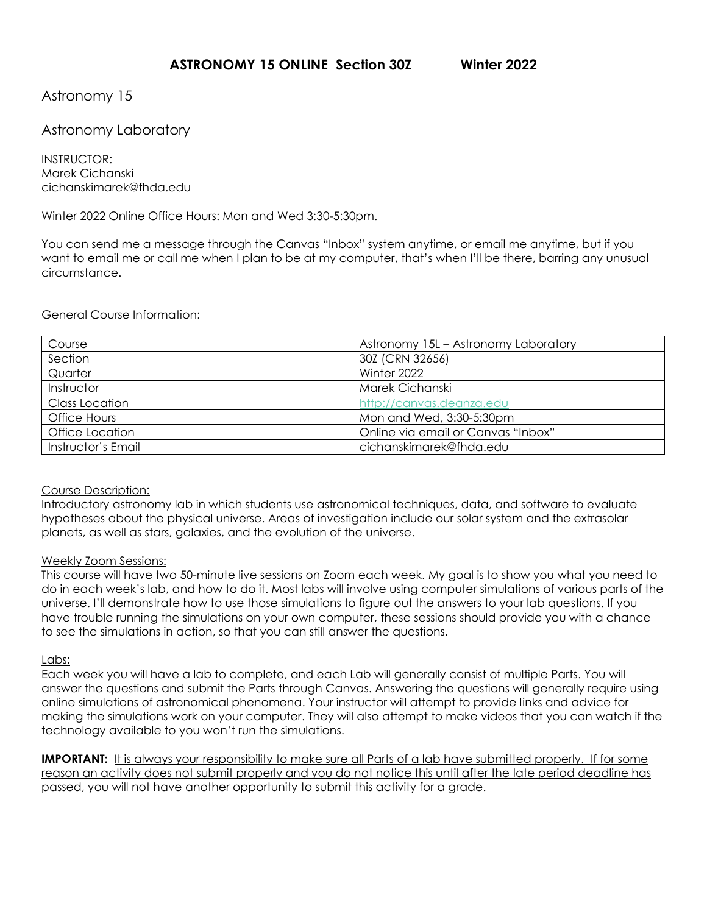# ASTRONOMY 15 ONLINE Section 30Z Winter 2022

## Astronomy 15

## Astronomy Laboratory

INSTRUCTOR:
Marek Cichanski
cichanskimarek@fhda.edu

Winter 2022 Online Office Hours: Mon and Wed 3:30-5:30pm.

You can send me a message through the Canvas "Inbox" system anytime, or email me anytime, but if you want to email me or call me when I plan to be at my computer, that's when I'll be there, barring any unusual circumstance.

General Course Information:

| Course | Astronomy 15L – Astronomy Laboratory |
|---|---|
| Section | 30Z (CRN 32656) |
| Quarter | Winter 2022 |
| Instructor | Marek Cichanski |
| Class Location | http://canvas.deanza.edu |
| Office Hours | Mon and Wed, 3:30-5:30pm |
| Office Location | Online via email or Canvas "Inbox" |
| Instructor's Email | cichanskimarek@fhda.edu |

Course Description:
Introductory astronomy lab in which students use astronomical techniques, data, and software to evaluate hypotheses about the physical universe. Areas of investigation include our solar system and the extrasolar planets, as well as stars, galaxies, and the evolution of the universe.

Weekly Zoom Sessions:
This course will have two 50-minute live sessions on Zoom each week. My goal is to show you what you need to do in each week's lab, and how to do it. Most labs will involve using computer simulations of various parts of the universe. I'll demonstrate how to use those simulations to figure out the answers to your lab questions. If you have trouble running the simulations on your own computer, these sessions should provide you with a chance to see the simulations in action, so that you can still answer the questions.

Labs:
Each week you will have a lab to complete, and each Lab will generally consist of multiple Parts. You will answer the questions and submit the Parts through Canvas. Answering the questions will generally require using online simulations of astronomical phenomena. Your instructor will attempt to provide links and advice for making the simulations work on your computer. They will also attempt to make videos that you can watch if the technology available to you won't run the simulations.

**IMPORTANT:** It is always your responsibility to make sure all Parts of a lab have submitted properly. If for some reason an activity does not submit properly and you do not notice this until after the late period deadline has passed, you will not have another opportunity to submit this activity for a grade.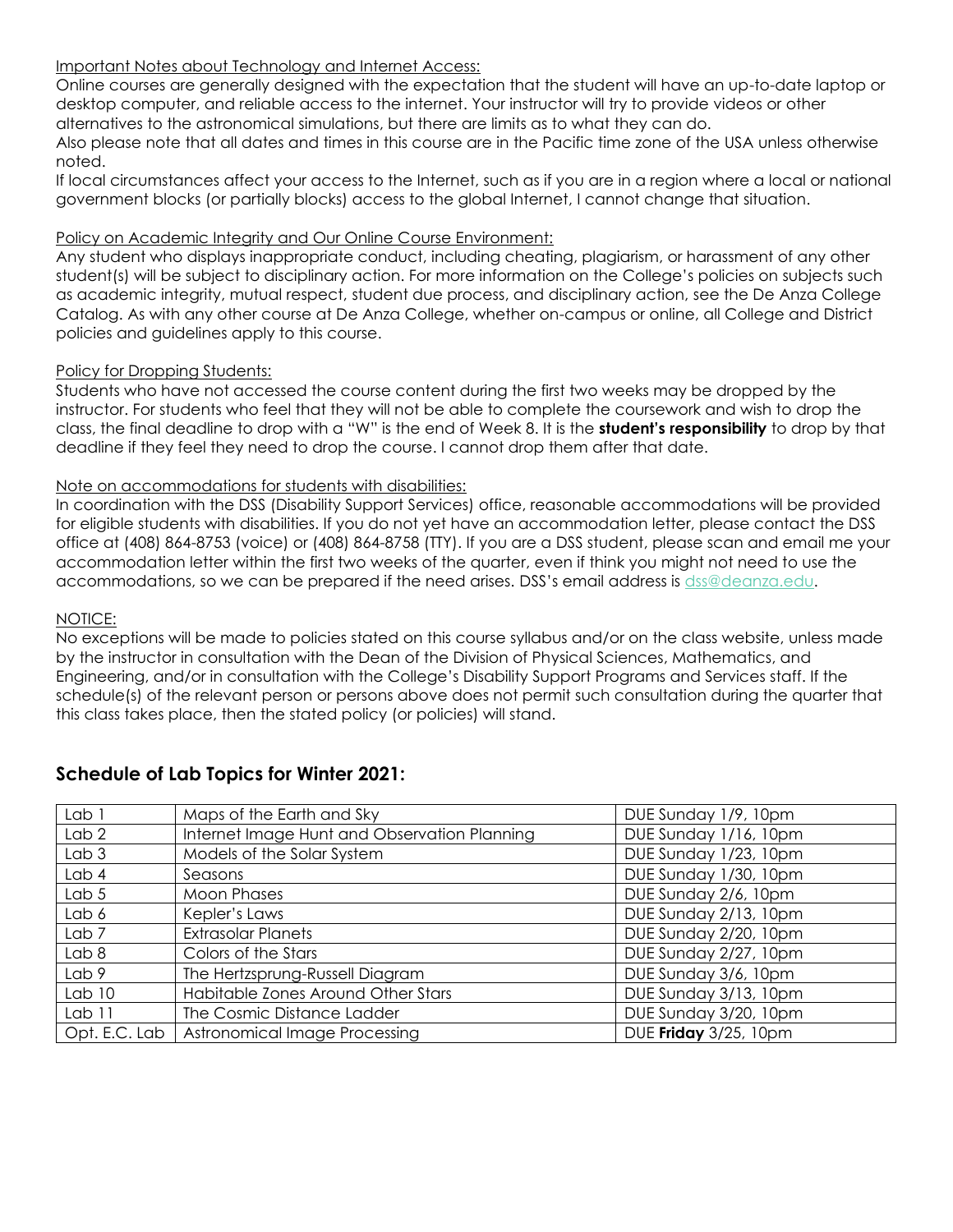Important Notes about Technology and Internet Access:

Online courses are generally designed with the expectation that the student will have an up-to-date laptop or desktop computer, and reliable access to the internet. Your instructor will try to provide videos or other alternatives to the astronomical simulations, but there are limits as to what they can do.

Also please note that all dates and times in this course are in the Pacific time zone of the USA unless otherwise noted.

If local circumstances affect your access to the Internet, such as if you are in a region where a local or national government blocks (or partially blocks) access to the global Internet, I cannot change that situation.

Policy on Academic Integrity and Our Online Course Environment:

Any student who displays inappropriate conduct, including cheating, plagiarism, or harassment of any other student(s) will be subject to disciplinary action. For more information on the College's policies on subjects such as academic integrity, mutual respect, student due process, and disciplinary action, see the De Anza College Catalog. As with any other course at De Anza College, whether on-campus or online, all College and District policies and guidelines apply to this course.

Policy for Dropping Students:

Students who have not accessed the course content during the first two weeks may be dropped by the instructor. For students who feel that they will not be able to complete the coursework and wish to drop the class, the final deadline to drop with a "W" is the end of Week 8. It is the **student's responsibility** to drop by that deadline if they feel they need to drop the course. I cannot drop them after that date.

Note on accommodations for students with disabilities:

In coordination with the DSS (Disability Support Services) office, reasonable accommodations will be provided for eligible students with disabilities. If you do not yet have an accommodation letter, please contact the DSS office at (408) 864-8753 (voice) or (408) 864-8758 (TTY). If you are a DSS student, please scan and email me your accommodation letter within the first two weeks of the quarter, even if think you might not need to use the accommodations, so we can be prepared if the need arises. DSS's email address is dss@deanza.edu.

NOTICE:

No exceptions will be made to policies stated on this course syllabus and/or on the class website, unless made by the instructor in consultation with the Dean of the Division of Physical Sciences, Mathematics, and Engineering, and/or in consultation with the College's Disability Support Programs and Services staff. If the schedule(s) of the relevant person or persons above does not permit such consultation during the quarter that this class takes place, then the stated policy (or policies) will stand.

## Schedule of Lab Topics for Winter 2021:

| | | |
|---|---|---|
| Lab 1 | Maps of the Earth and Sky | DUE Sunday 1/9, 10pm |
| Lab 2 | Internet Image Hunt and Observation Planning | DUE Sunday 1/16, 10pm |
| Lab 3 | Models of the Solar System | DUE Sunday 1/23, 10pm |
| Lab 4 | Seasons | DUE Sunday 1/30, 10pm |
| Lab 5 | Moon Phases | DUE Sunday 2/6, 10pm |
| Lab 6 | Kepler's Laws | DUE Sunday 2/13, 10pm |
| Lab 7 | Extrasolar Planets | DUE Sunday 2/20, 10pm |
| Lab 8 | Colors of the Stars | DUE Sunday 2/27, 10pm |
| Lab 9 | The Hertzsprung-Russell Diagram | DUE Sunday 3/6, 10pm |
| Lab 10 | Habitable Zones Around Other Stars | DUE Sunday 3/13, 10pm |
| Lab 11 | The Cosmic Distance Ladder | DUE Sunday 3/20, 10pm |
| Opt. E.C. Lab | Astronomical Image Processing | DUE **Friday** 3/25, 10pm |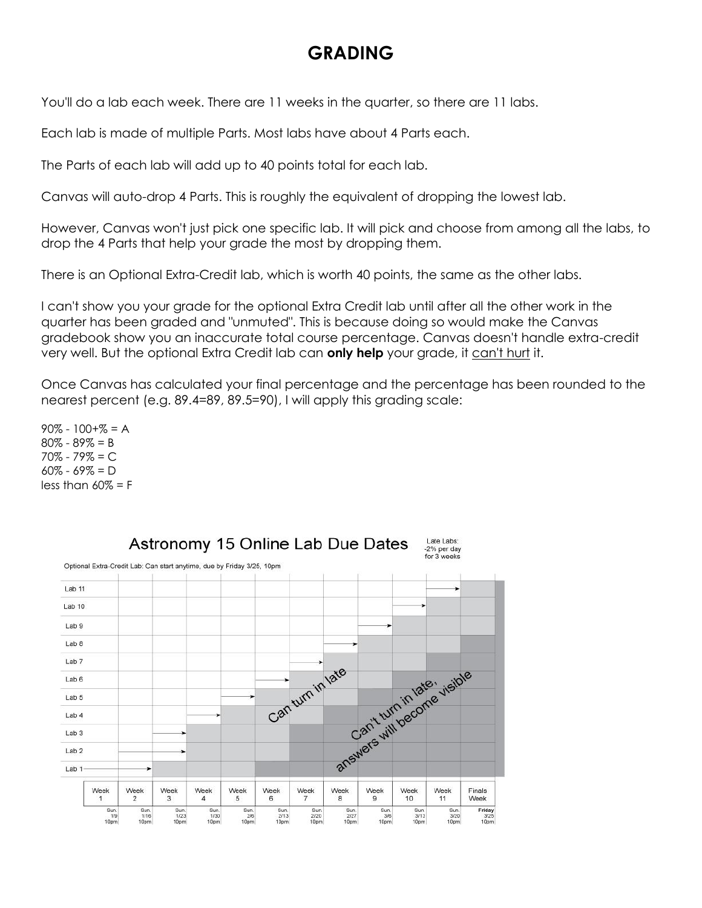# GRADING

You'll do a lab each week. There are 11 weeks in the quarter, so there are 11 labs.

Each lab is made of multiple Parts. Most labs have about 4 Parts each.

The Parts of each lab will add up to 40 points total for each lab.

Canvas will auto-drop 4 Parts. This is roughly the equivalent of dropping the lowest lab.

However, Canvas won't just pick one specific lab. It will pick and choose from among all the labs, to drop the 4 Parts that help your grade the most by dropping them.

There is an Optional Extra-Credit lab, which is worth 40 points, the same as the other labs.

I can't show you your grade for the optional Extra Credit lab until after all the other work in the quarter has been graded and "unmuted". This is because doing so would make the Canvas gradebook show you an inaccurate total course percentage. Canvas doesn't handle extra-credit very well. But the optional Extra Credit lab can **only help** your grade, it can't hurt it.

Once Canvas has calculated your final percentage and the percentage has been rounded to the nearest percent (e.g. 89.4=89, 89.5=90), I will apply this grading scale:

90% - 100+% = A
80% - 89% = B
70% - 79% = C
60% - 69% = D
less than 60% = F

## Astronomy 15 Online Lab Due Dates

Late Labs: -2% per day for 3 weeks

Optional Extra-Credit Lab: Can start anytime, due by Friday 3/25, 10pm

| | Week 1 | Week 2 | Week 3 | Week 4 | Week 5 | Week 6 | Week 7 | Week 8 | Week 9 | Week 10 | Week 11 | Finals Week |
|---|---|---|---|---|---|---|---|---|---|---|---|---|
| | Sun. 1/9 10pm | Sun. 1/16 10pm | Sun. 1/23 10pm | Sun. 1/30 10pm | Sun. 2/6 10pm | Sun. 2/13 10pm | Sun. 2/20 10pm | Sun. 2/27 10pm | Sun. 3/6 10pm | Sun. 3/13 10pm | Sun. 3/20 10pm | Friday 3/25 10pm |
| Lab 11 | | | | | | | | | | | Due | Can turn in late |
| Lab 10 | | | | | | | | | | Due | Can turn in late | Can turn in late |
| Lab 9 | | | | | | | | | Due | Can turn in late | Can turn in late | Can turn in late |
| Lab 8 | | | | | | | | Due | Can turn in late | Can turn in late | Can turn in late | Can't turn in late |
| Lab 7 | | | | | | | Due | Can turn in late | Can turn in late | Can turn in late | Can't turn in late | Can't turn in late |
| Lab 6 | | | | | | Due | Can turn in late | Can turn in late | Can turn in late | Can't turn in late | Can't turn in late | Can't turn in late |
| Lab 5 | | | | | Due | Can turn in late | Can turn in late | Can turn in late | Can't turn in late | Can't turn in late | Can't turn in late | Can't turn in late |
| Lab 4 | | | | Due | Can turn in late | Can turn in late | Can turn in late | Can't turn in late | Can't turn in late | Can't turn in late | Can't turn in late | Can't turn in late |
| Lab 3 | | | Due | Can turn in late | Can turn in late | Can turn in late | Can't turn in late | Can't turn in late | Can't turn in late | Can't turn in late | Can't turn in late | Can't turn in late |
| Lab 2 | | | Due | Can turn in late | Can turn in late | Can turn in late | Can't turn in late | Can't turn in late | Can't turn in late | Can't turn in late | Can't turn in late | Can't turn in late |
| Lab 1 | | Due | Can turn in late | Can turn in late | Can turn in late | Can't turn in late | Can't turn in late | Can't turn in late | Can't turn in late | Can't turn in late | Can't turn in late | Can't turn in late |

Can turn in late

Can't turn in late, answers will become visible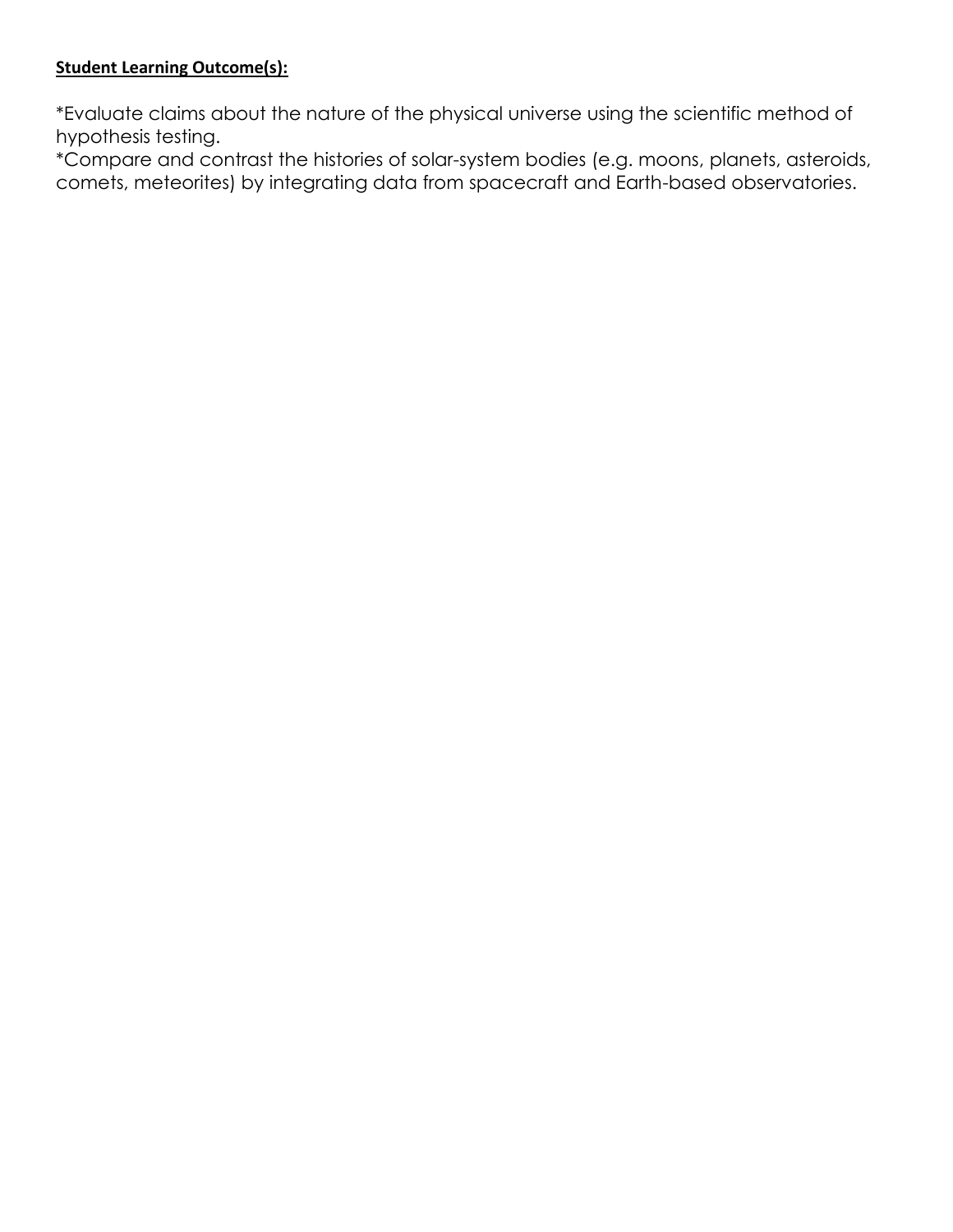**Student Learning Outcome(s):**

*Evaluate claims about the nature of the physical universe using the scientific method of hypothesis testing.
*Compare and contrast the histories of solar-system bodies (e.g. moons, planets, asteroids, comets, meteorites) by integrating data from spacecraft and Earth-based observatories.